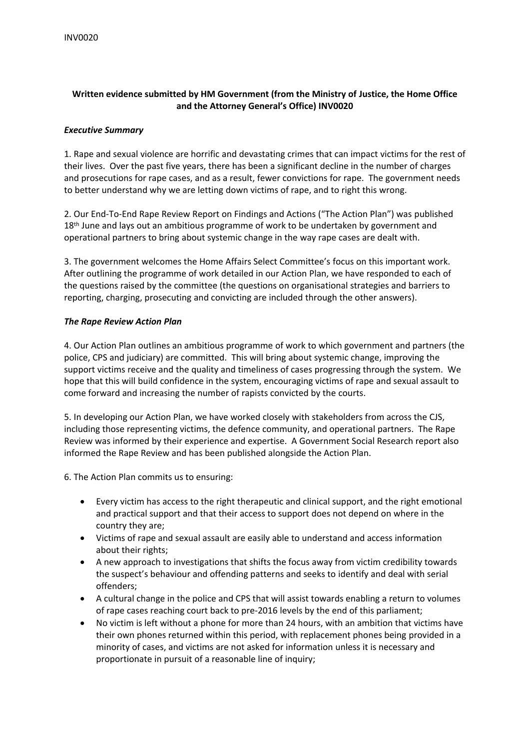INV0020

**Written evidence submitted by HM Government (from the Ministry of Justice, the Home Office and the Attorney General's Office) INV0020**

***Executive Summary***

1. Rape and sexual violence are horrific and devastating crimes that can impact victims for the rest of their lives. Over the past five years, there has been a significant decline in the number of charges and prosecutions for rape cases, and as a result, fewer convictions for rape. The government needs to better understand why we are letting down victims of rape, and to right this wrong.

2. Our End-To-End Rape Review Report on Findings and Actions ("The Action Plan") was published 18th June and lays out an ambitious programme of work to be undertaken by government and operational partners to bring about systemic change in the way rape cases are dealt with.

3. The government welcomes the Home Affairs Select Committee's focus on this important work. After outlining the programme of work detailed in our Action Plan, we have responded to each of the questions raised by the committee (the questions on organisational strategies and barriers to reporting, charging, prosecuting and convicting are included through the other answers).

***The Rape Review Action Plan***

4. Our Action Plan outlines an ambitious programme of work to which government and partners (the police, CPS and judiciary) are committed. This will bring about systemic change, improving the support victims receive and the quality and timeliness of cases progressing through the system. We hope that this will build confidence in the system, encouraging victims of rape and sexual assault to come forward and increasing the number of rapists convicted by the courts.

5. In developing our Action Plan, we have worked closely with stakeholders from across the CJS, including those representing victims, the defence community, and operational partners. The Rape Review was informed by their experience and expertise. A Government Social Research report also informed the Rape Review and has been published alongside the Action Plan.

6. The Action Plan commits us to ensuring:

- Every victim has access to the right therapeutic and clinical support, and the right emotional and practical support and that their access to support does not depend on where in the country they are;
- Victims of rape and sexual assault are easily able to understand and access information about their rights;
- A new approach to investigations that shifts the focus away from victim credibility towards the suspect's behaviour and offending patterns and seeks to identify and deal with serial offenders;
- A cultural change in the police and CPS that will assist towards enabling a return to volumes of rape cases reaching court back to pre-2016 levels by the end of this parliament;
- No victim is left without a phone for more than 24 hours, with an ambition that victims have their own phones returned within this period, with replacement phones being provided in a minority of cases, and victims are not asked for information unless it is necessary and proportionate in pursuit of a reasonable line of inquiry;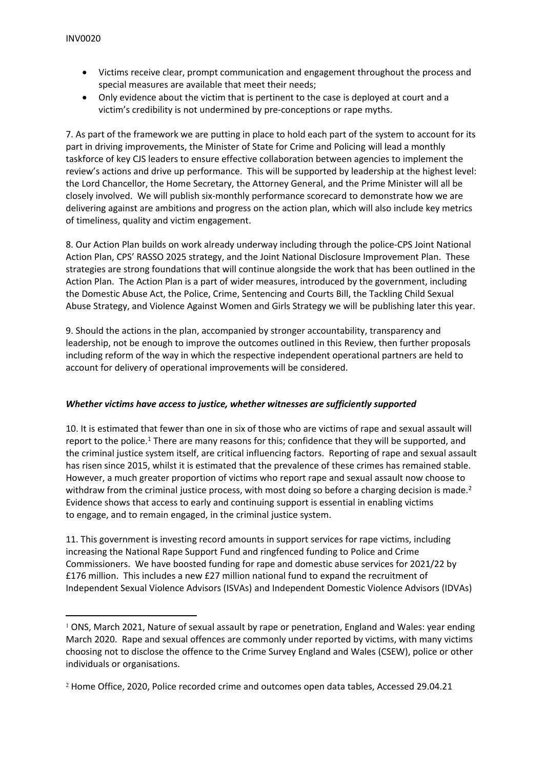- Victims receive clear, prompt communication and engagement throughout the process and special measures are available that meet their needs;
- Only evidence about the victim that is pertinent to the case is deployed at court and a victim's credibility is not undermined by pre-conceptions or rape myths.

7. As part of the framework we are putting in place to hold each part of the system to account for its part in driving improvements, the Minister of State for Crime and Policing will lead a monthly taskforce of key CJS leaders to ensure effective collaboration between agencies to implement the review's actions and drive up performance. This will be supported by leadership at the highest level: the Lord Chancellor, the Home Secretary, the Attorney General, and the Prime Minister will all be closely involved. We will publish six-monthly performance scorecard to demonstrate how we are delivering against are ambitions and progress on the action plan, which will also include key metrics of timeliness, quality and victim engagement.

8. Our Action Plan builds on work already underway including through the police-CPS Joint National Action Plan, CPS' RASSO 2025 strategy, and the Joint National Disclosure Improvement Plan. These strategies are strong foundations that will continue alongside the work that has been outlined in the Action Plan. The Action Plan is a part of wider measures, introduced by the government, including the Domestic Abuse Act, the Police, Crime, Sentencing and Courts Bill, the Tackling Child Sexual Abuse Strategy, and Violence Against Women and Girls Strategy we will be publishing later this year.

9. Should the actions in the plan, accompanied by stronger accountability, transparency and leadership, not be enough to improve the outcomes outlined in this Review, then further proposals including reform of the way in which the respective independent operational partners are held to account for delivery of operational improvements will be considered.

### *Whether victims have access to justice, whether witnesses are sufficiently supported*

10. It is estimated that fewer than one in six of those who are victims of rape and sexual assault will report to the police.[1] There are many reasons for this; confidence that they will be supported, and the criminal justice system itself, are critical influencing factors. Reporting of rape and sexual assault has risen since 2015, whilst it is estimated that the prevalence of these crimes has remained stable. However, a much greater proportion of victims who report rape and sexual assault now choose to withdraw from the criminal justice process, with most doing so before a charging decision is made.[2] Evidence shows that access to early and continuing support is essential in enabling victims to engage, and to remain engaged, in the criminal justice system.

11. This government is investing record amounts in support services for rape victims, including increasing the National Rape Support Fund and ringfenced funding to Police and Crime Commissioners. We have boosted funding for rape and domestic abuse services for 2021/22 by £176 million. This includes a new £27 million national fund to expand the recruitment of Independent Sexual Violence Advisors (ISVAs) and Independent Domestic Violence Advisors (IDVAs)

---

[1] ONS, March 2021, Nature of sexual assault by rape or penetration, England and Wales: year ending March 2020. Rape and sexual offences are commonly under reported by victims, with many victims choosing not to disclose the offence to the Crime Survey England and Wales (CSEW), police or other individuals or organisations.

[2] Home Office, 2020, Police recorded crime and outcomes open data tables, Accessed 29.04.21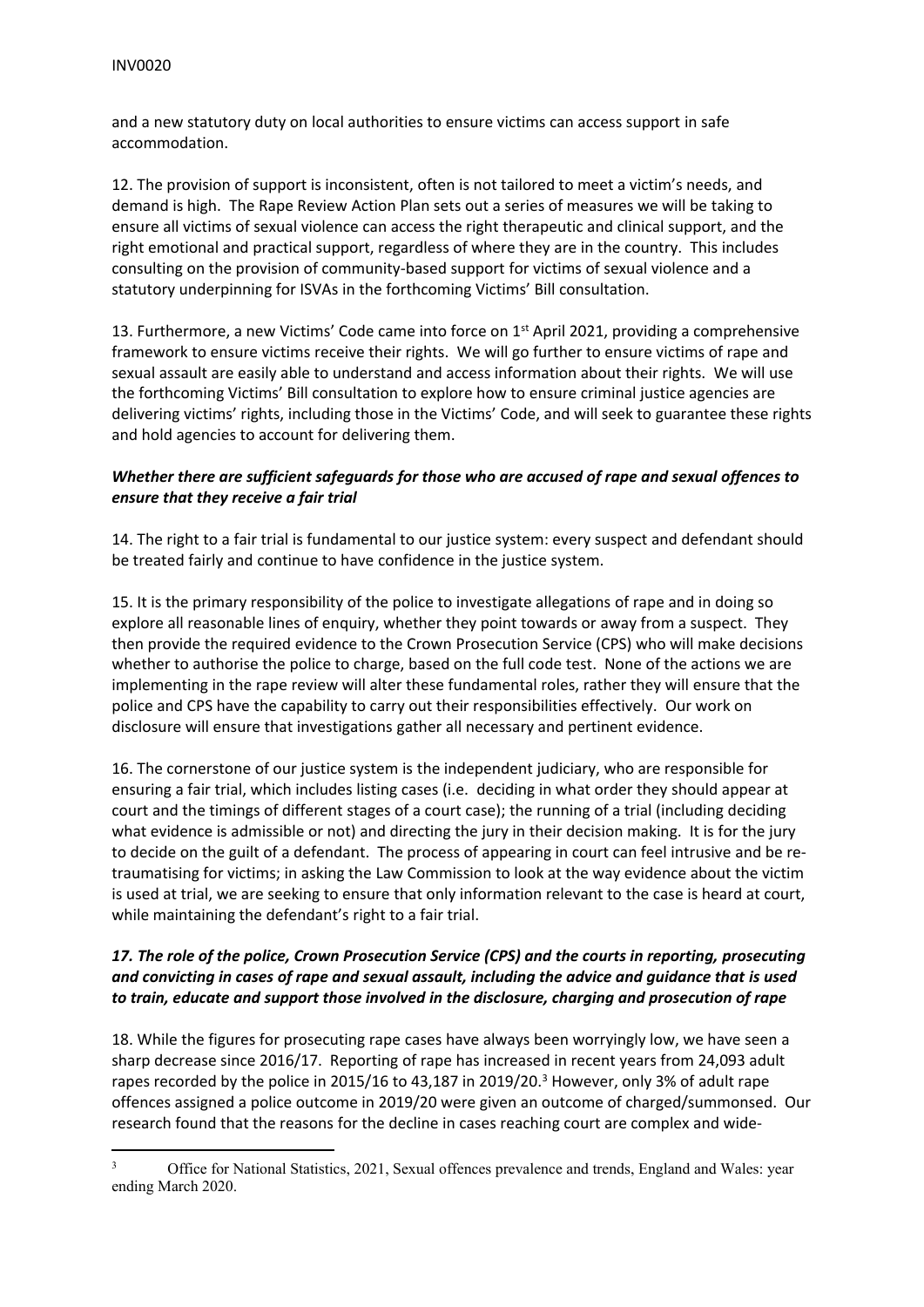and a new statutory duty on local authorities to ensure victims can access support in safe accommodation.

12. The provision of support is inconsistent, often is not tailored to meet a victim's needs, and demand is high. The Rape Review Action Plan sets out a series of measures we will be taking to ensure all victims of sexual violence can access the right therapeutic and clinical support, and the right emotional and practical support, regardless of where they are in the country. This includes consulting on the provision of community-based support for victims of sexual violence and a statutory underpinning for ISVAs in the forthcoming Victims' Bill consultation.

13. Furthermore, a new Victims' Code came into force on 1st April 2021, providing a comprehensive framework to ensure victims receive their rights. We will go further to ensure victims of rape and sexual assault are easily able to understand and access information about their rights. We will use the forthcoming Victims' Bill consultation to explore how to ensure criminal justice agencies are delivering victims' rights, including those in the Victims' Code, and will seek to guarantee these rights and hold agencies to account for delivering them.

***Whether there are sufficient safeguards for those who are accused of rape and sexual offences to ensure that they receive a fair trial***

14. The right to a fair trial is fundamental to our justice system: every suspect and defendant should be treated fairly and continue to have confidence in the justice system.

15. It is the primary responsibility of the police to investigate allegations of rape and in doing so explore all reasonable lines of enquiry, whether they point towards or away from a suspect. They then provide the required evidence to the Crown Prosecution Service (CPS) who will make decisions whether to authorise the police to charge, based on the full code test. None of the actions we are implementing in the rape review will alter these fundamental roles, rather they will ensure that the police and CPS have the capability to carry out their responsibilities effectively. Our work on disclosure will ensure that investigations gather all necessary and pertinent evidence.

16. The cornerstone of our justice system is the independent judiciary, who are responsible for ensuring a fair trial, which includes listing cases (i.e. deciding in what order they should appear at court and the timings of different stages of a court case); the running of a trial (including deciding what evidence is admissible or not) and directing the jury in their decision making. It is for the jury to decide on the guilt of a defendant. The process of appearing in court can feel intrusive and be re-traumatising for victims; in asking the Law Commission to look at the way evidence about the victim is used at trial, we are seeking to ensure that only information relevant to the case is heard at court, while maintaining the defendant's right to a fair trial.

***17. The role of the police, Crown Prosecution Service (CPS) and the courts in reporting, prosecuting and convicting in cases of rape and sexual assault, including the advice and guidance that is used to train, educate and support those involved in the disclosure, charging and prosecution of rape***

18. While the figures for prosecuting rape cases have always been worryingly low, we have seen a sharp decrease since 2016/17. Reporting of rape has increased in recent years from 24,093 adult rapes recorded by the police in 2015/16 to 43,187 in 2019/20.[3] However, only 3% of adult rape offences assigned a police outcome in 2019/20 were given an outcome of charged/summonsed. Our research found that the reasons for the decline in cases reaching court are complex and wide-

[3] Office for National Statistics, 2021, Sexual offences prevalence and trends, England and Wales: year ending March 2020.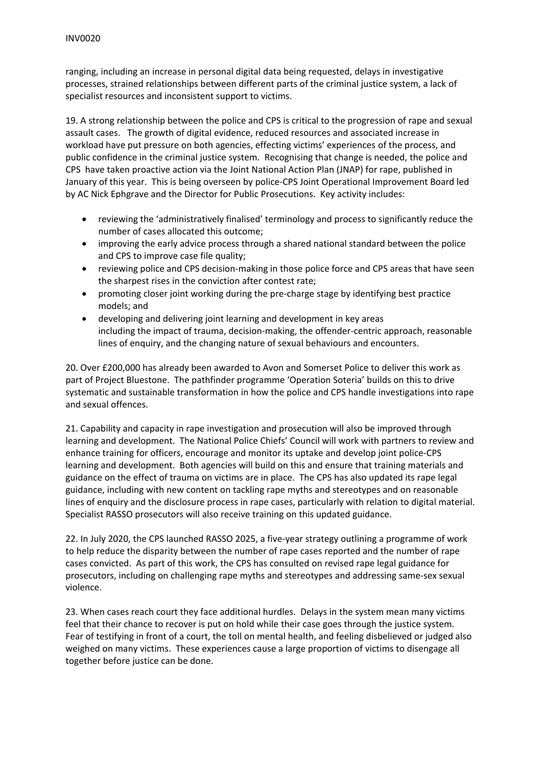ranging, including an increase in personal digital data being requested, delays in investigative processes, strained relationships between different parts of the criminal justice system, a lack of specialist resources and inconsistent support to victims.

19. A strong relationship between the police and CPS is critical to the progression of rape and sexual assault cases. The growth of digital evidence, reduced resources and associated increase in workload have put pressure on both agencies, effecting victims' experiences of the process, and public confidence in the criminal justice system. Recognising that change is needed, the police and CPS have taken proactive action via the Joint National Action Plan (JNAP) for rape, published in January of this year. This is being overseen by police-CPS Joint Operational Improvement Board led by AC Nick Ephgrave and the Director for Public Prosecutions. Key activity includes:

- reviewing the 'administratively finalised' terminology and process to significantly reduce the number of cases allocated this outcome;
- improving the early advice process through a shared national standard between the police and CPS to improve case file quality;
- reviewing police and CPS decision-making in those police force and CPS areas that have seen the sharpest rises in the conviction after contest rate;
- promoting closer joint working during the pre-charge stage by identifying best practice models; and
- developing and delivering joint learning and development in key areas including the impact of trauma, decision-making, the offender-centric approach, reasonable lines of enquiry, and the changing nature of sexual behaviours and encounters.

20. Over £200,000 has already been awarded to Avon and Somerset Police to deliver this work as part of Project Bluestone. The pathfinder programme 'Operation Soteria' builds on this to drive systematic and sustainable transformation in how the police and CPS handle investigations into rape and sexual offences.

21. Capability and capacity in rape investigation and prosecution will also be improved through learning and development. The National Police Chiefs' Council will work with partners to review and enhance training for officers, encourage and monitor its uptake and develop joint police-CPS learning and development. Both agencies will build on this and ensure that training materials and guidance on the effect of trauma on victims are in place. The CPS has also updated its rape legal guidance, including with new content on tackling rape myths and stereotypes and on reasonable lines of enquiry and the disclosure process in rape cases, particularly with relation to digital material. Specialist RASSO prosecutors will also receive training on this updated guidance.

22. In July 2020, the CPS launched RASSO 2025, a five-year strategy outlining a programme of work to help reduce the disparity between the number of rape cases reported and the number of rape cases convicted. As part of this work, the CPS has consulted on revised rape legal guidance for prosecutors, including on challenging rape myths and stereotypes and addressing same-sex sexual violence.

23. When cases reach court they face additional hurdles. Delays in the system mean many victims feel that their chance to recover is put on hold while their case goes through the justice system. Fear of testifying in front of a court, the toll on mental health, and feeling disbelieved or judged also weighed on many victims. These experiences cause a large proportion of victims to disengage all together before justice can be done.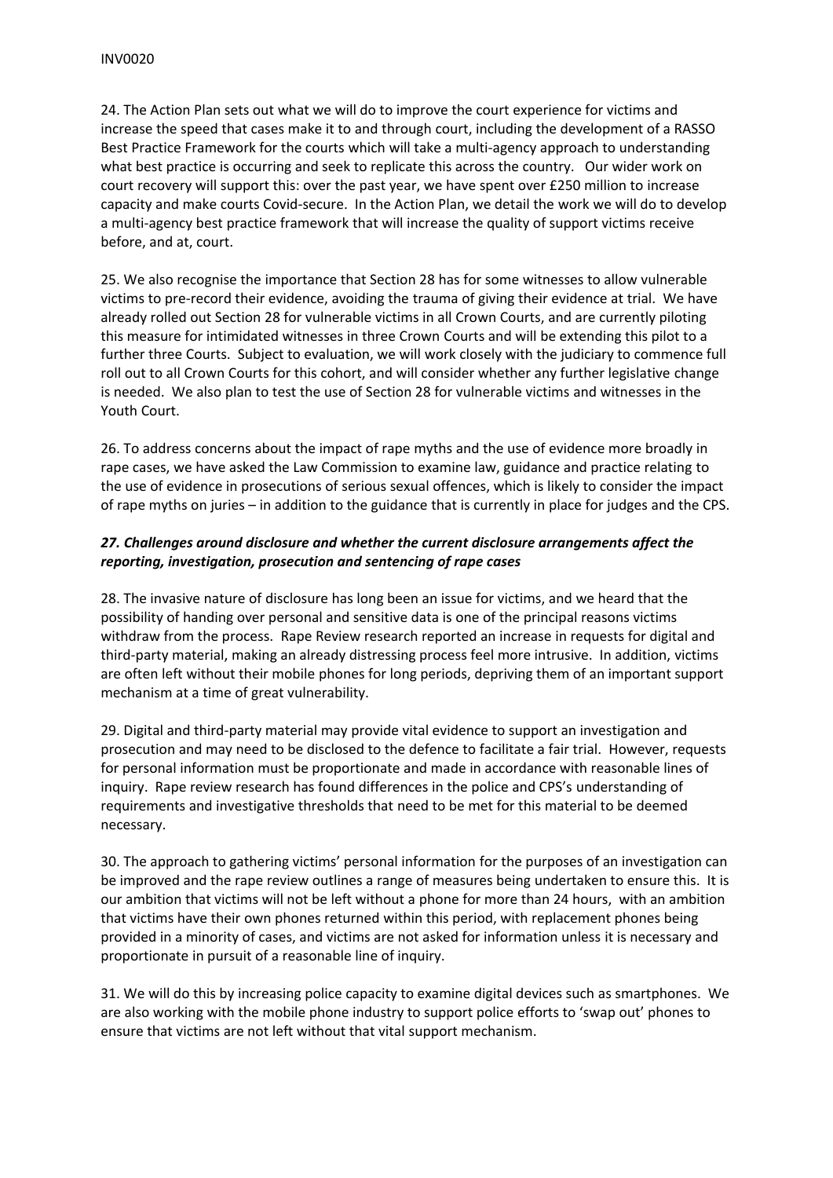24. The Action Plan sets out what we will do to improve the court experience for victims and increase the speed that cases make it to and through court, including the development of a RASSO Best Practice Framework for the courts which will take a multi-agency approach to understanding what best practice is occurring and seek to replicate this across the country. Our wider work on court recovery will support this: over the past year, we have spent over £250 million to increase capacity and make courts Covid-secure. In the Action Plan, we detail the work we will do to develop a multi-agency best practice framework that will increase the quality of support victims receive before, and at, court.

25. We also recognise the importance that Section 28 has for some witnesses to allow vulnerable victims to pre-record their evidence, avoiding the trauma of giving their evidence at trial. We have already rolled out Section 28 for vulnerable victims in all Crown Courts, and are currently piloting this measure for intimidated witnesses in three Crown Courts and will be extending this pilot to a further three Courts. Subject to evaluation, we will work closely with the judiciary to commence full roll out to all Crown Courts for this cohort, and will consider whether any further legislative change is needed. We also plan to test the use of Section 28 for vulnerable victims and witnesses in the Youth Court.

26. To address concerns about the impact of rape myths and the use of evidence more broadly in rape cases, we have asked the Law Commission to examine law, guidance and practice relating to the use of evidence in prosecutions of serious sexual offences, which is likely to consider the impact of rape myths on juries – in addition to the guidance that is currently in place for judges and the CPS.

***27. Challenges around disclosure and whether the current disclosure arrangements affect the reporting, investigation, prosecution and sentencing of rape cases***

28. The invasive nature of disclosure has long been an issue for victims, and we heard that the possibility of handing over personal and sensitive data is one of the principal reasons victims withdraw from the process. Rape Review research reported an increase in requests for digital and third-party material, making an already distressing process feel more intrusive. In addition, victims are often left without their mobile phones for long periods, depriving them of an important support mechanism at a time of great vulnerability.

29. Digital and third-party material may provide vital evidence to support an investigation and prosecution and may need to be disclosed to the defence to facilitate a fair trial. However, requests for personal information must be proportionate and made in accordance with reasonable lines of inquiry. Rape review research has found differences in the police and CPS's understanding of requirements and investigative thresholds that need to be met for this material to be deemed necessary.

30. The approach to gathering victims' personal information for the purposes of an investigation can be improved and the rape review outlines a range of measures being undertaken to ensure this. It is our ambition that victims will not be left without a phone for more than 24 hours, with an ambition that victims have their own phones returned within this period, with replacement phones being provided in a minority of cases, and victims are not asked for information unless it is necessary and proportionate in pursuit of a reasonable line of inquiry.

31. We will do this by increasing police capacity to examine digital devices such as smartphones. We are also working with the mobile phone industry to support police efforts to 'swap out' phones to ensure that victims are not left without that vital support mechanism.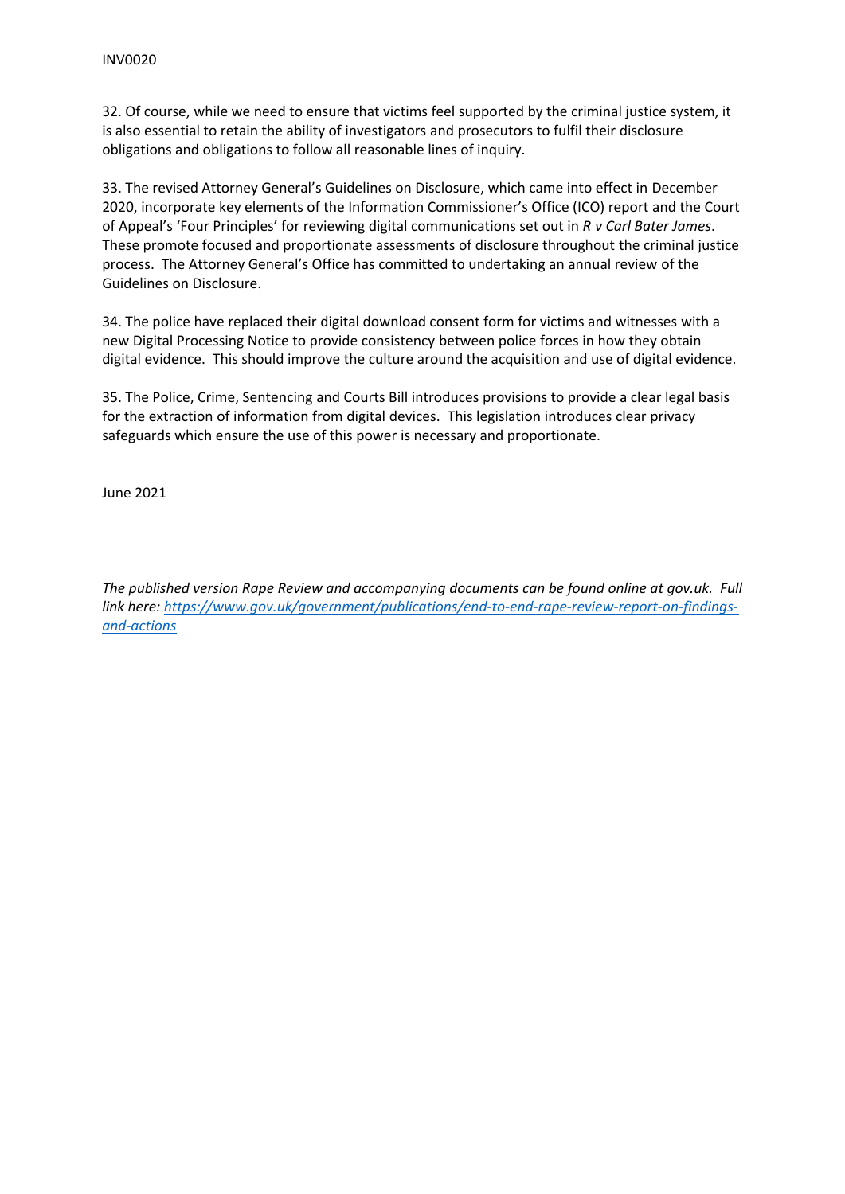32. Of course, while we need to ensure that victims feel supported by the criminal justice system, it is also essential to retain the ability of investigators and prosecutors to fulfil their disclosure obligations and obligations to follow all reasonable lines of inquiry.

33. The revised Attorney General's Guidelines on Disclosure, which came into effect in December 2020, incorporate key elements of the Information Commissioner's Office (ICO) report and the Court of Appeal's 'Four Principles' for reviewing digital communications set out in *R v Carl Bater James*. These promote focused and proportionate assessments of disclosure throughout the criminal justice process. The Attorney General's Office has committed to undertaking an annual review of the Guidelines on Disclosure.

34. The police have replaced their digital download consent form for victims and witnesses with a new Digital Processing Notice to provide consistency between police forces in how they obtain digital evidence. This should improve the culture around the acquisition and use of digital evidence.

35. The Police, Crime, Sentencing and Courts Bill introduces provisions to provide a clear legal basis for the extraction of information from digital devices. This legislation introduces clear privacy safeguards which ensure the use of this power is necessary and proportionate.

June 2021

*The published version Rape Review and accompanying documents can be found online at gov.uk. Full link here: [https://www.gov.uk/government/publications/end-to-end-rape-review-report-on-findings-and-actions](https://www.gov.uk/government/publications/end-to-end-rape-review-report-on-findings-and-actions)*